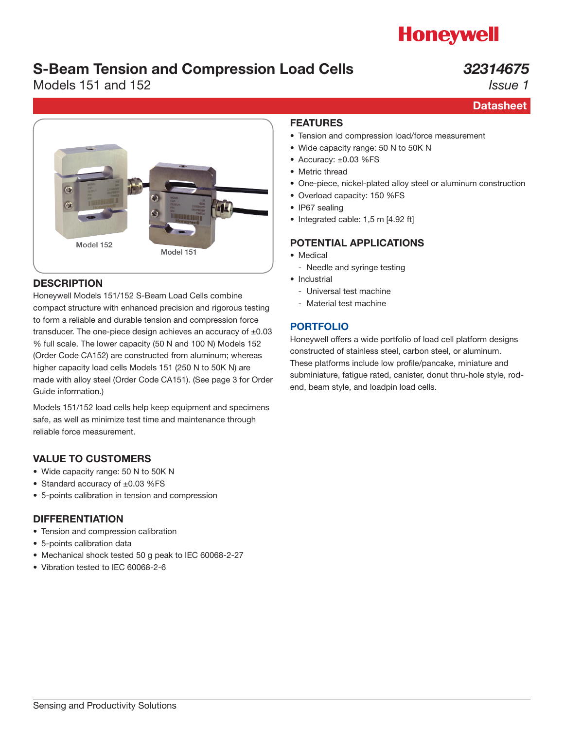Honeywell

# S-Beam Tension and Compression Load Cells

Models 151 and 152

*32314675*
*Issue 1*

**Datasheet**

Model 152

Model 151

## DESCRIPTION

Honeywell Models 151/152 S-Beam Load Cells combine compact structure with enhanced precision and rigorous testing to form a reliable and durable tension and compression force transducer. The one-piece design achieves an accuracy of ±0.03 % full scale. The lower capacity (50 N and 100 N) Models 152 (Order Code CA152) are constructed from aluminum; whereas higher capacity load cells Models 151 (250 N to 50K N) are made with alloy steel (Order Code CA151). (See page 3 for Order Guide information.)

Models 151/152 load cells help keep equipment and specimens safe, as well as minimize test time and maintenance through reliable force measurement.

## VALUE TO CUSTOMERS

- Wide capacity range: 50 N to 50K N
- Standard accuracy of ±0.03 %FS
- 5-points calibration in tension and compression

## DIFFERENTIATION

- Tension and compression calibration
- 5-points calibration data
- Mechanical shock tested 50 g peak to IEC 60068-2-27
- Vibration tested to IEC 60068-2-6

## FEATURES

- Tension and compression load/force measurement
- Wide capacity range: 50 N to 50K N
- Accuracy: ±0.03 %FS
- Metric thread
- One-piece, nickel-plated alloy steel or aluminum construction
- Overload capacity: 150 %FS
- IP67 sealing
- Integrated cable: 1,5 m [4.92 ft]

## POTENTIAL APPLICATIONS

- Medical
  - Needle and syringe testing
- Industrial
  - Universal test machine
  - Material test machine

## PORTFOLIO

Honeywell offers a wide portfolio of load cell platform designs constructed of stainless steel, carbon steel, or aluminum. These platforms include low profile/pancake, miniature and subminiature, fatigue rated, canister, donut thru-hole style, rod-end, beam style, and loadpin load cells.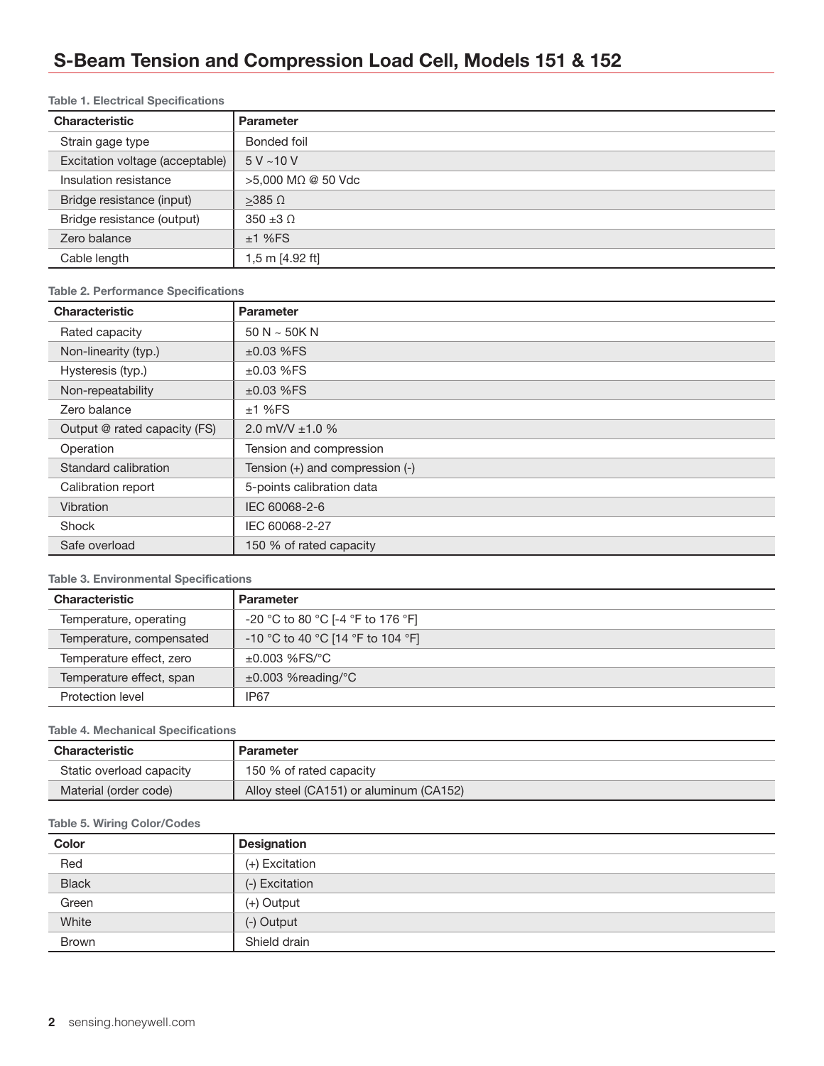# S-Beam Tension and Compression Load Cell, Models 151 & 152

**Table 1. Electrical Specifications**

| Characteristic | Parameter |
|---|---|
| Strain gage type | Bonded foil |
| Excitation voltage (acceptable) | 5 V ~10 V |
| Insulation resistance | >5,000 MΩ @ 50 Vdc |
| Bridge resistance (input) | ≥385 Ω |
| Bridge resistance (output) | 350 ±3 Ω |
| Zero balance | ±1 %FS |
| Cable length | 1,5 m [4.92 ft] |

**Table 2. Performance Specifications**

| Characteristic | Parameter |
|---|---|
| Rated capacity | 50 N ~ 50K N |
| Non-linearity (typ.) | ±0.03 %FS |
| Hysteresis (typ.) | ±0.03 %FS |
| Non-repeatability | ±0.03 %FS |
| Zero balance | ±1 %FS |
| Output @ rated capacity (FS) | 2.0 mV/V ±1.0 % |
| Operation | Tension and compression |
| Standard calibration | Tension (+) and compression (-) |
| Calibration report | 5-points calibration data |
| Vibration | IEC 60068-2-6 |
| Shock | IEC 60068-2-27 |
| Safe overload | 150 % of rated capacity |

**Table 3. Environmental Specifications**

| Characteristic | Parameter |
|---|---|
| Temperature, operating | -20 °C to 80 °C [-4 °F to 176 °F] |
| Temperature, compensated | -10 °C to 40 °C [14 °F to 104 °F] |
| Temperature effect, zero | ±0.003 %FS/°C |
| Temperature effect, span | ±0.003 %reading/°C |
| Protection level | IP67 |

**Table 4. Mechanical Specifications**

| Characteristic | Parameter |
|---|---|
| Static overload capacity | 150 % of rated capacity |
| Material (order code) | Alloy steel (CA151) or aluminum (CA152) |

**Table 5. Wiring Color/Codes**

| Color | Designation |
|---|---|
| Red | (+) Excitation |
| Black | (-) Excitation |
| Green | (+) Output |
| White | (-) Output |
| Brown | Shield drain |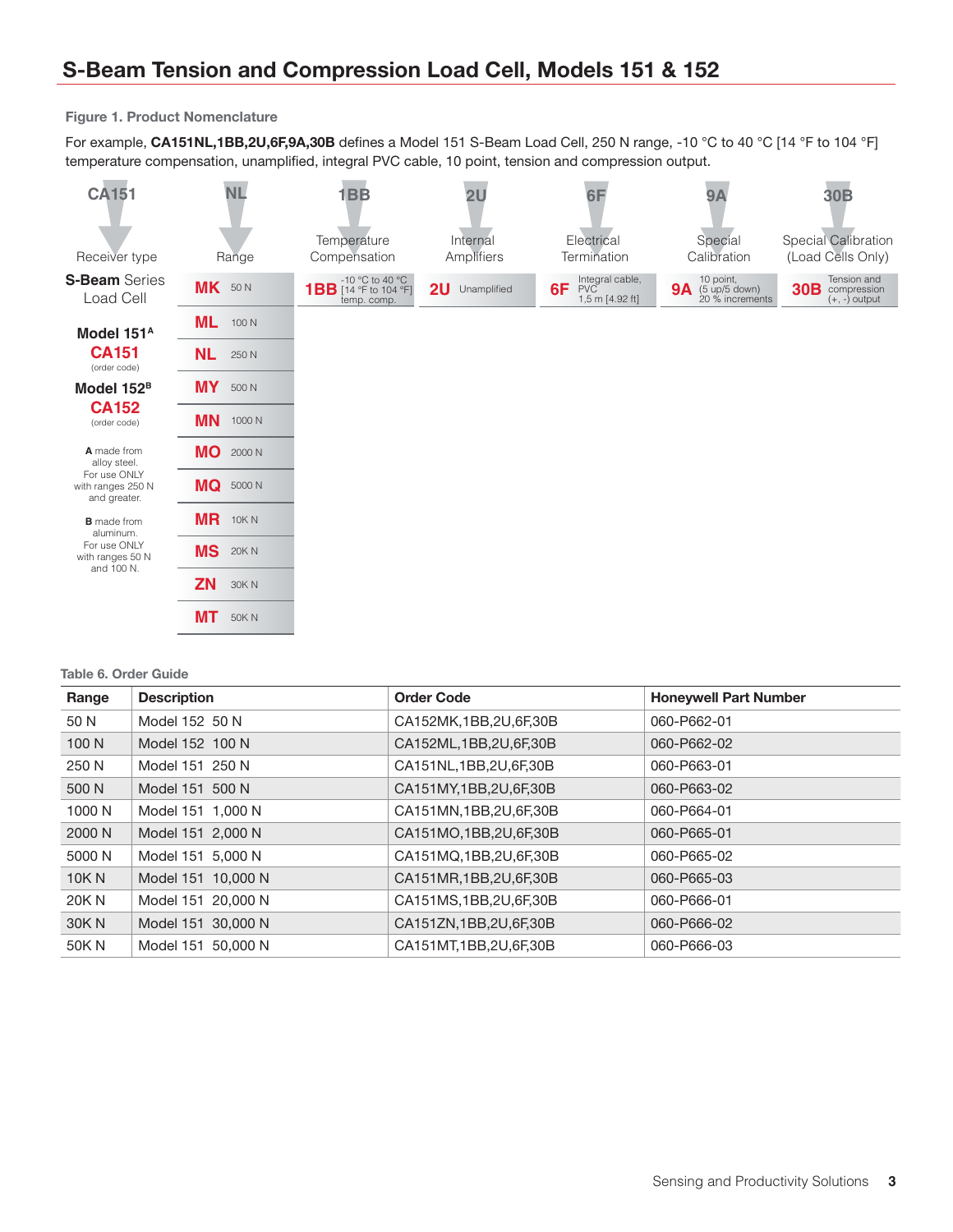## S-Beam Tension and Compression Load Cell, Models 151 & 152

**Figure 1. Product Nomenclature**

For example, **CA151NL,1BB,2U,6F,9A,30B** defines a Model 151 S-Beam Load Cell, 250 N range, -10 °C to 40 °C [14 °F to 104 °F] temperature compensation, unamplified, integral PVC cable, 10 point, tension and compression output.

| CA151 | NL | 1BB | 2U | 6F | 9A | 30B |
|---|---|---|---|---|---|---|
| Receiver type | Range | Temperature Compensation | Internal Amplifiers | Electrical Termination | Special Calibration | Special Calibration (Load Cells Only) |
| **S-Beam** Series Load Cell | **MK** 50 N | **1BB** -10 °C to 40 °C [14 °F to 104 °F] temp. comp. | **2U** Unamplified | **6F** Integral cable, PVC 1,5 m [4.92 ft] | **9A** 10 point, (5 up/5 down) 20 % increments | **30B** Tension and compression (+, -) output |
| **Model 151**[A] **CA151** (order code) | **ML** 100 N | | | | | |
| **Model 152**[B] **CA152** (order code) | **NL** 250 N | | | | | |
| **A** made from alloy steel. For use ONLY with ranges 250 N and greater. | **MY** 500 N | | | | | |
| **B** made from aluminum. For use ONLY with ranges 50 N and 100 N. | **MN** 1000 N | | | | | |
| | **MO** 2000 N | | | | | |
| | **MQ** 5000 N | | | | | |
| | **MR** 10K N | | | | | |
| | **MS** 20K N | | | | | |
| | **ZN** 30K N | | | | | |
| | **MT** 50K N | | | | | |

**Table 6. Order Guide**

| Range | Description | Order Code | Honeywell Part Number |
|---|---|---|---|
| 50 N | Model 152 50 N | CA152MK,1BB,2U,6F,30B | 060-P662-01 |
| 100 N | Model 152 100 N | CA152ML,1BB,2U,6F,30B | 060-P662-02 |
| 250 N | Model 151 250 N | CA151NL,1BB,2U,6F,30B | 060-P663-01 |
| 500 N | Model 151 500 N | CA151MY,1BB,2U,6F,30B | 060-P663-02 |
| 1000 N | Model 151 1,000 N | CA151MN,1BB,2U,6F,30B | 060-P664-01 |
| 2000 N | Model 151 2,000 N | CA151MO,1BB,2U,6F,30B | 060-P665-01 |
| 5000 N | Model 151 5,000 N | CA151MQ,1BB,2U,6F,30B | 060-P665-02 |
| 10K N | Model 151 10,000 N | CA151MR,1BB,2U,6F,30B | 060-P665-03 |
| 20K N | Model 151 20,000 N | CA151MS,1BB,2U,6F,30B | 060-P666-01 |
| 30K N | Model 151 30,000 N | CA151ZN,1BB,2U,6F,30B | 060-P666-02 |
| 50K N | Model 151 50,000 N | CA151MT,1BB,2U,6F,30B | 060-P666-03 |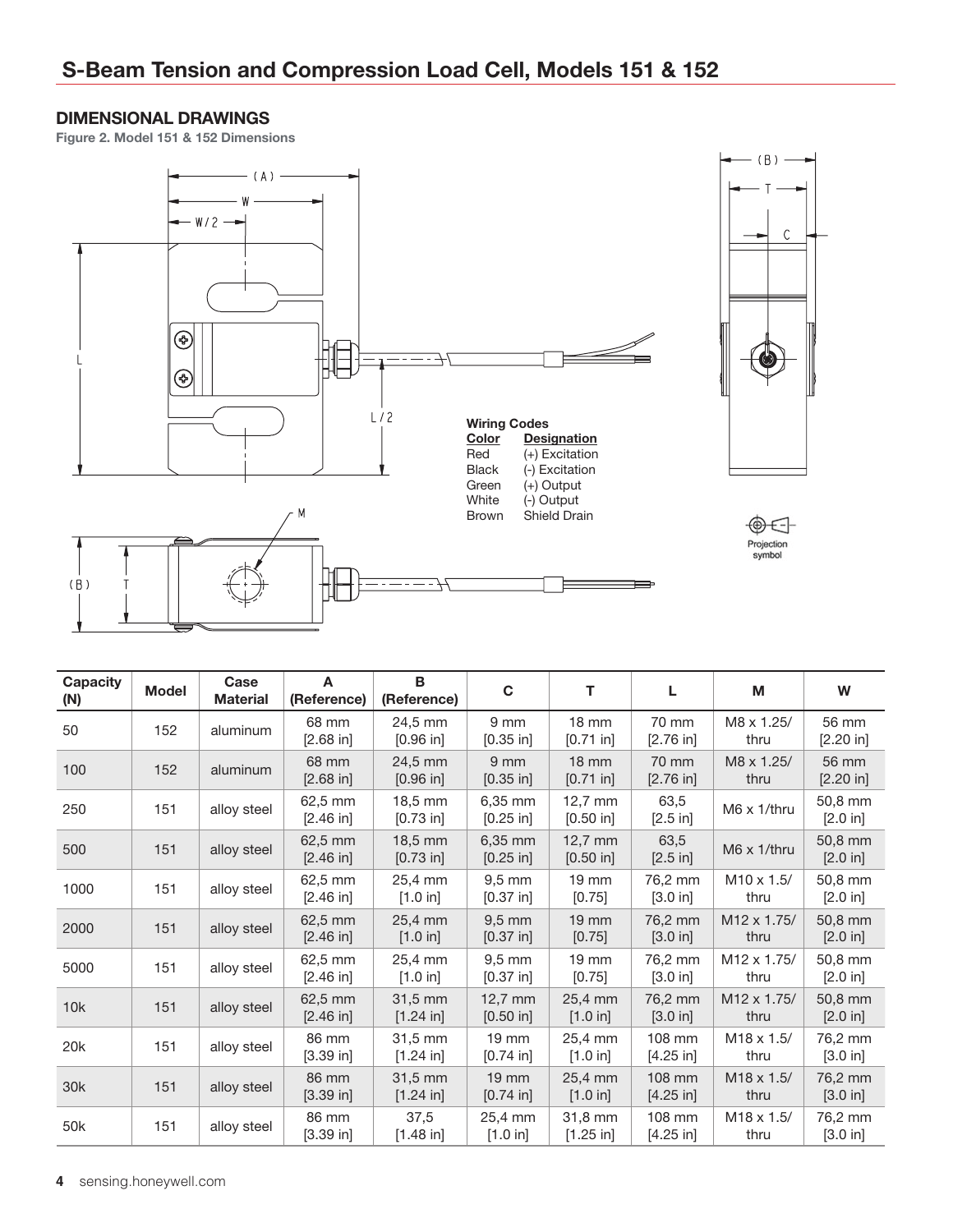## S-Beam Tension and Compression Load Cell, Models 151 & 152

### DIMENSIONAL DRAWINGS

**Figure 2. Model 151 & 152 Dimensions**

**Wiring Codes**

| Color | Designation |
|---|---|
| Red | (+) Excitation |
| Black | (-) Excitation |
| Green | (+) Output |
| White | (-) Output |
| Brown | Shield Drain |

| Capacity (N) | Model | Case Material | A (Reference) | B (Reference) | C | T | L | M | W |
|---|---|---|---|---|---|---|---|---|---|
| 50 | 152 | aluminum | 68 mm [2.68 in] | 24,5 mm [0.96 in] | 9 mm [0.35 in] | 18 mm [0.71 in] | 70 mm [2.76 in] | M8 x 1.25/ thru | 56 mm [2.20 in] |
| 100 | 152 | aluminum | 68 mm [2.68 in] | 24,5 mm [0.96 in] | 9 mm [0.35 in] | 18 mm [0.71 in] | 70 mm [2.76 in] | M8 x 1.25/ thru | 56 mm [2.20 in] |
| 250 | 151 | alloy steel | 62,5 mm [2.46 in] | 18,5 mm [0.73 in] | 6,35 mm [0.25 in] | 12,7 mm [0.50 in] | 63,5 [2.5 in] | M6 x 1/thru | 50,8 mm [2.0 in] |
| 500 | 151 | alloy steel | 62,5 mm [2.46 in] | 18,5 mm [0.73 in] | 6,35 mm [0.25 in] | 12,7 mm [0.50 in] | 63,5 [2.5 in] | M6 x 1/thru | 50,8 mm [2.0 in] |
| 1000 | 151 | alloy steel | 62,5 mm [2.46 in] | 25,4 mm [1.0 in] | 9,5 mm [0.37 in] | 19 mm [0.75] | 76,2 mm [3.0 in] | M10 x 1.5/ thru | 50,8 mm [2.0 in] |
| 2000 | 151 | alloy steel | 62,5 mm [2.46 in] | 25,4 mm [1.0 in] | 9,5 mm [0.37 in] | 19 mm [0.75] | 76,2 mm [3.0 in] | M12 x 1.75/ thru | 50,8 mm [2.0 in] |
| 5000 | 151 | alloy steel | 62,5 mm [2.46 in] | 25,4 mm [1.0 in] | 9,5 mm [0.37 in] | 19 mm [0.75] | 76,2 mm [3.0 in] | M12 x 1.75/ thru | 50,8 mm [2.0 in] |
| 10k | 151 | alloy steel | 62,5 mm [2.46 in] | 31,5 mm [1.24 in] | 12,7 mm [0.50 in] | 25,4 mm [1.0 in] | 76,2 mm [3.0 in] | M12 x 1.75/ thru | 50,8 mm [2.0 in] |
| 20k | 151 | alloy steel | 86 mm [3.39 in] | 31,5 mm [1.24 in] | 19 mm [0.74 in] | 25,4 mm [1.0 in] | 108 mm [4.25 in] | M18 x 1.5/ thru | 76,2 mm [3.0 in] |
| 30k | 151 | alloy steel | 86 mm [3.39 in] | 31,5 mm [1.24 in] | 19 mm [0.74 in] | 25,4 mm [1.0 in] | 108 mm [4.25 in] | M18 x 1.5/ thru | 76,2 mm [3.0 in] |
| 50k | 151 | alloy steel | 86 mm [3.39 in] | 37,5 [1.48 in] | 25,4 mm [1.0 in] | 31,8 mm [1.25 in] | 108 mm [4.25 in] | M18 x 1.5/ thru | 76,2 mm [3.0 in] |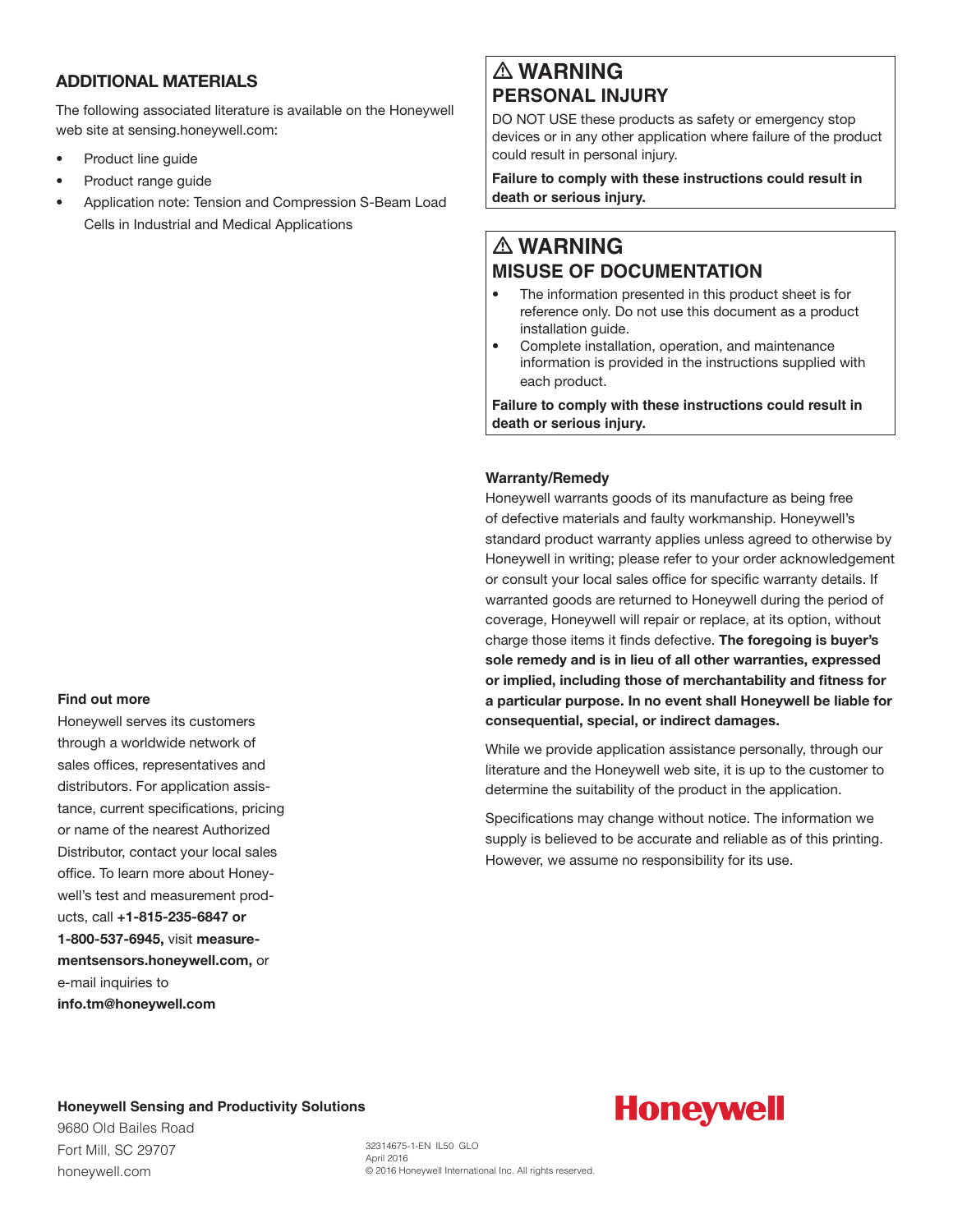## ADDITIONAL MATERIALS

The following associated literature is available on the Honeywell web site at sensing.honeywell.com:

- Product line guide
- Product range guide
- Application note: Tension and Compression S-Beam Load Cells in Industrial and Medical Applications

## ⚠ WARNING
### PERSONAL INJURY

DO NOT USE these products as safety or emergency stop devices or in any other application where failure of the product could result in personal injury.

**Failure to comply with these instructions could result in death or serious injury.**

## ⚠ WARNING
### MISUSE OF DOCUMENTATION

- The information presented in this product sheet is for reference only. Do not use this document as a product installation guide.
- Complete installation, operation, and maintenance information is provided in the instructions supplied with each product.

**Failure to comply with these instructions could result in death or serious injury.**

**Warranty/Remedy**

Honeywell warrants goods of its manufacture as being free of defective materials and faulty workmanship. Honeywell's standard product warranty applies unless agreed to otherwise by Honeywell in writing; please refer to your order acknowledgement or consult your local sales office for specific warranty details. If warranted goods are returned to Honeywell during the period of coverage, Honeywell will repair or replace, at its option, without charge those items it finds defective. **The foregoing is buyer's sole remedy and is in lieu of all other warranties, expressed or implied, including those of merchantability and fitness for a particular purpose. In no event shall Honeywell be liable for consequential, special, or indirect damages.**

While we provide application assistance personally, through our literature and the Honeywell web site, it is up to the customer to determine the suitability of the product in the application.

Specifications may change without notice. The information we supply is believed to be accurate and reliable as of this printing. However, we assume no responsibility for its use.

**Find out more**

Honeywell serves its customers through a worldwide network of sales offices, representatives and distributors. For application assistance, current specifications, pricing or name of the nearest Authorized Distributor, contact your local sales office. To learn more about Honeywell's test and measurement products, call **+1-815-235-6847 or 1-800-537-6945,** visit **measurementsensors.honeywell.com,** or e-mail inquiries to **info.tm@honeywell.com**

**Honeywell Sensing and Productivity Solutions**
9680 Old Bailes Road
Fort Mill, SC 29707
honeywell.com

32314675-1-EN IL50 GLO
April 2016
© 2016 Honeywell International Inc. All rights reserved.

**Honeywell**